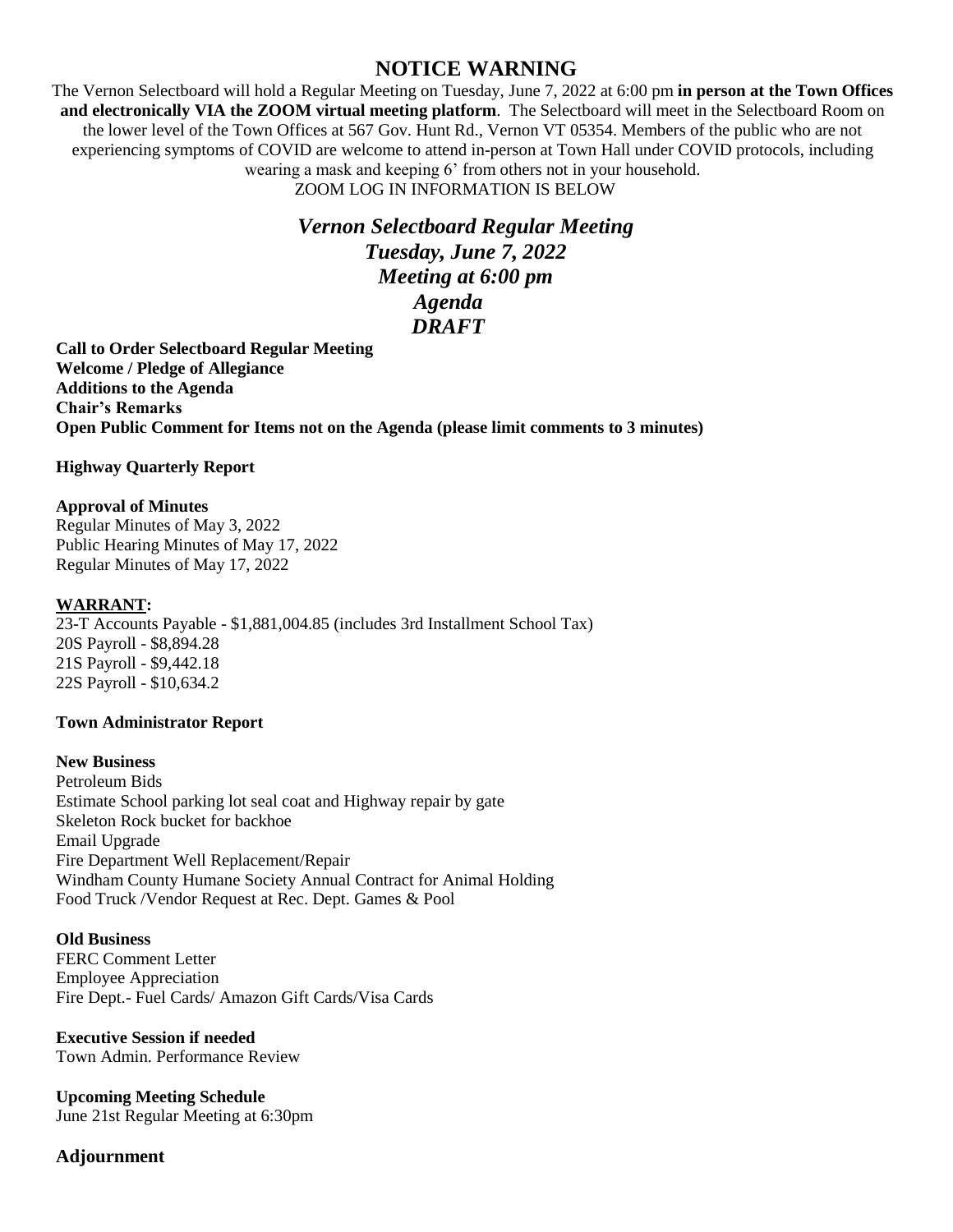# NOTICE WARNING

The Vernon Selectboard will hold a Regular Meeting on Tuesday, June 7, 2022 at 6:00 pm **in person at the Town Offices and electronically VIA the ZOOM virtual meeting platform**. The Selectboard will meet in the Selectboard Room on the lower level of the Town Offices at 567 Gov. Hunt Rd., Vernon VT 05354. Members of the public who are not experiencing symptoms of COVID are welcome to attend in-person at Town Hall under COVID protocols, including wearing a mask and keeping 6' from others not in your household.

ZOOM LOG IN INFORMATION IS BELOW

***Vernon Selectboard Regular Meeting***
***Tuesday, June 7, 2022***
***Meeting at 6:00 pm***
***Agenda***
***DRAFT***

**Call to Order Selectboard Regular Meeting**
**Welcome / Pledge of Allegiance**
**Additions to the Agenda**
**Chair's Remarks**
**Open Public Comment for Items not on the Agenda (please limit comments to 3 minutes)**

**Highway Quarterly Report**

**Approval of Minutes**
Regular Minutes of May 3, 2022
Public Hearing Minutes of May 17, 2022
Regular Minutes of May 17, 2022

**WARRANT:**
23-T Accounts Payable - $1,881,004.85 (includes 3rd Installment School Tax)
20S Payroll - $8,894.28
21S Payroll - $9,442.18
22S Payroll - $10,634.2

**Town Administrator Report**

**New Business**
Petroleum Bids
Estimate School parking lot seal coat and Highway repair by gate
Skeleton Rock bucket for backhoe
Email Upgrade
Fire Department Well Replacement/Repair
Windham County Humane Society Annual Contract for Animal Holding
Food Truck /Vendor Request at Rec. Dept. Games & Pool

**Old Business**
FERC Comment Letter
Employee Appreciation
Fire Dept.- Fuel Cards/ Amazon Gift Cards/Visa Cards

**Executive Session if needed**
Town Admin. Performance Review

**Upcoming Meeting Schedule**
June 21st Regular Meeting at 6:30pm

**Adjournment**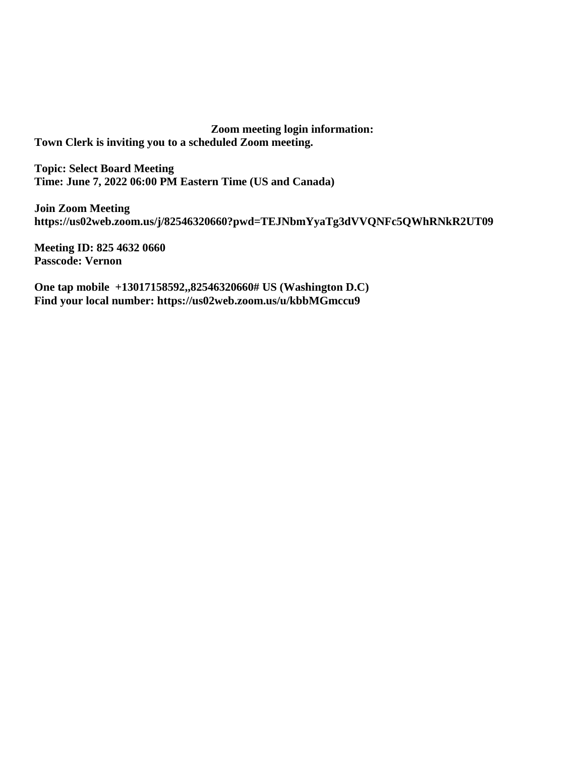**Zoom meeting login information:**

**Town Clerk is inviting you to a scheduled Zoom meeting.**

**Topic: Select Board Meeting**
**Time: June 7, 2022 06:00 PM Eastern Time (US and Canada)**

**Join Zoom Meeting**
**https://us02web.zoom.us/j/82546320660?pwd=TEJNbmYyaTg3dVVQNFc5QWhRNkR2UT09**

**Meeting ID: 825 4632 0660**
**Passcode: Vernon**

**One tap mobile +13017158592,,82546320660# US (Washington D.C)**
**Find your local number: https://us02web.zoom.us/u/kbbMGmccu9**